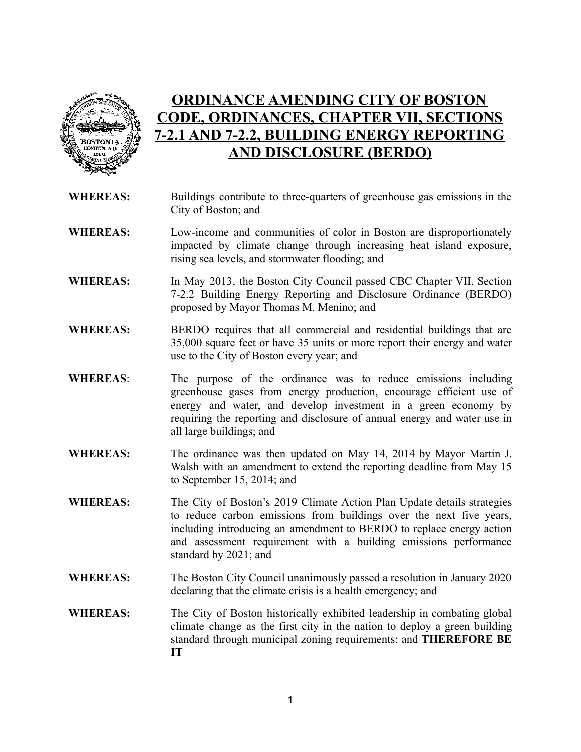# ORDINANCE AMENDING CITY OF BOSTON CODE, ORDINANCES, CHAPTER VII, SECTIONS 7-2.1 AND 7-2.2, BUILDING ENERGY REPORTING AND DISCLOSURE (BERDO)

**WHEREAS:** Buildings contribute to three-quarters of greenhouse gas emissions in the City of Boston; and

**WHEREAS:** Low-income and communities of color in Boston are disproportionately impacted by climate change through increasing heat island exposure, rising sea levels, and stormwater flooding; and

**WHEREAS:** In May 2013, the Boston City Council passed CBC Chapter VII, Section 7-2.2 Building Energy Reporting and Disclosure Ordinance (BERDO) proposed by Mayor Thomas M. Menino; and

**WHEREAS:** BERDO requires that all commercial and residential buildings that are 35,000 square feet or have 35 units or more report their energy and water use to the City of Boston every year; and

**WHEREAS**: The purpose of the ordinance was to reduce emissions including greenhouse gases from energy production, encourage efficient use of energy and water, and develop investment in a green economy by requiring the reporting and disclosure of annual energy and water use in all large buildings; and

**WHEREAS:** The ordinance was then updated on May 14, 2014 by Mayor Martin J. Walsh with an amendment to extend the reporting deadline from May 15 to September 15, 2014; and

**WHEREAS:** The City of Boston's 2019 Climate Action Plan Update details strategies to reduce carbon emissions from buildings over the next five years, including introducing an amendment to BERDO to replace energy action and assessment requirement with a building emissions performance standard by 2021; and

**WHEREAS:** The Boston City Council unanimously passed a resolution in January 2020 declaring that the climate crisis is a health emergency; and

**WHEREAS:** The City of Boston historically exhibited leadership in combating global climate change as the first city in the nation to deploy a green building standard through municipal zoning requirements; and **THEREFORE BE IT**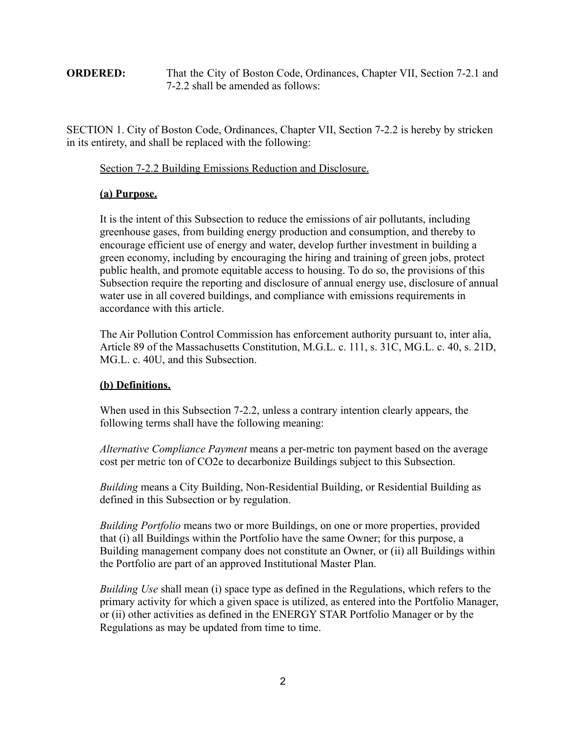**ORDERED:** That the City of Boston Code, Ordinances, Chapter VII, Section 7-2.1 and 7-2.2 shall be amended as follows:

SECTION 1. City of Boston Code, Ordinances, Chapter VII, Section 7-2.2 is hereby by stricken in its entirety, and shall be replaced with the following:

Section 7-2.2 Building Emissions Reduction and Disclosure.

**(a) Purpose.**

It is the intent of this Subsection to reduce the emissions of air pollutants, including greenhouse gases, from building energy production and consumption, and thereby to encourage efficient use of energy and water, develop further investment in building a green economy, including by encouraging the hiring and training of green jobs, protect public health, and promote equitable access to housing. To do so, the provisions of this Subsection require the reporting and disclosure of annual energy use, disclosure of annual water use in all covered buildings, and compliance with emissions requirements in accordance with this article.

The Air Pollution Control Commission has enforcement authority pursuant to, inter alia, Article 89 of the Massachusetts Constitution, M.G.L. c. 111, s. 31C, MG.L. c. 40, s. 21D, MG.L. c. 40U, and this Subsection.

**(b) Definitions.**

When used in this Subsection 7-2.2, unless a contrary intention clearly appears, the following terms shall have the following meaning:

*Alternative Compliance Payment* means a per-metric ton payment based on the average cost per metric ton of $CO_2e$ to decarbonize Buildings subject to this Subsection.

*Building* means a City Building, Non-Residential Building, or Residential Building as defined in this Subsection or by regulation.

*Building Portfolio* means two or more Buildings, on one or more properties, provided that (i) all Buildings within the Portfolio have the same Owner; for this purpose, a Building management company does not constitute an Owner, or (ii) all Buildings within the Portfolio are part of an approved Institutional Master Plan.

*Building Use* shall mean (i) space type as defined in the Regulations, which refers to the primary activity for which a given space is utilized, as entered into the Portfolio Manager, or (ii) other activities as defined in the ENERGY STAR Portfolio Manager or by the Regulations as may be updated from time to time.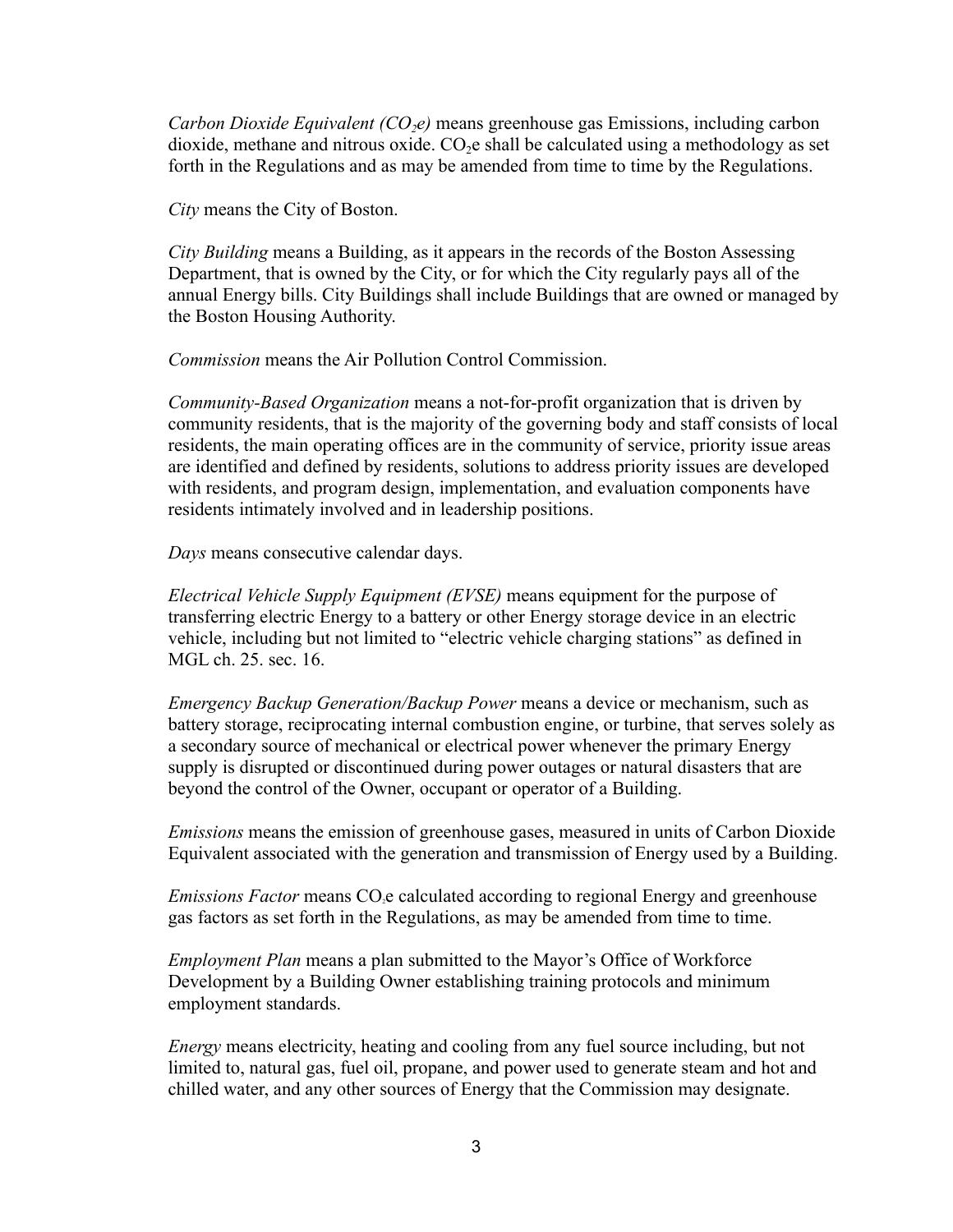*Carbon Dioxide Equivalent ($CO_2e$)* means greenhouse gas Emissions, including carbon dioxide, methane and nitrous oxide. $CO_2e$ shall be calculated using a methodology as set forth in the Regulations and as may be amended from time to time by the Regulations.

*City* means the City of Boston.

*City Building* means a Building, as it appears in the records of the Boston Assessing Department, that is owned by the City, or for which the City regularly pays all of the annual Energy bills. City Buildings shall include Buildings that are owned or managed by the Boston Housing Authority.

*Commission* means the Air Pollution Control Commission.

*Community-Based Organization* means a not-for-profit organization that is driven by community residents, that is the majority of the governing body and staff consists of local residents, the main operating offices are in the community of service, priority issue areas are identified and defined by residents, solutions to address priority issues are developed with residents, and program design, implementation, and evaluation components have residents intimately involved and in leadership positions.

*Days* means consecutive calendar days.

*Electrical Vehicle Supply Equipment (EVSE)* means equipment for the purpose of transferring electric Energy to a battery or other Energy storage device in an electric vehicle, including but not limited to "electric vehicle charging stations" as defined in MGL ch. 25. sec. 16.

*Emergency Backup Generation/Backup Power* means a device or mechanism, such as battery storage, reciprocating internal combustion engine, or turbine, that serves solely as a secondary source of mechanical or electrical power whenever the primary Energy supply is disrupted or discontinued during power outages or natural disasters that are beyond the control of the Owner, occupant or operator of a Building.

*Emissions* means the emission of greenhouse gases, measured in units of Carbon Dioxide Equivalent associated with the generation and transmission of Energy used by a Building.

*Emissions Factor* means $CO_2e$ calculated according to regional Energy and greenhouse gas factors as set forth in the Regulations, as may be amended from time to time.

*Employment Plan* means a plan submitted to the Mayor's Office of Workforce Development by a Building Owner establishing training protocols and minimum employment standards.

*Energy* means electricity, heating and cooling from any fuel source including, but not limited to, natural gas, fuel oil, propane, and power used to generate steam and hot and chilled water, and any other sources of Energy that the Commission may designate.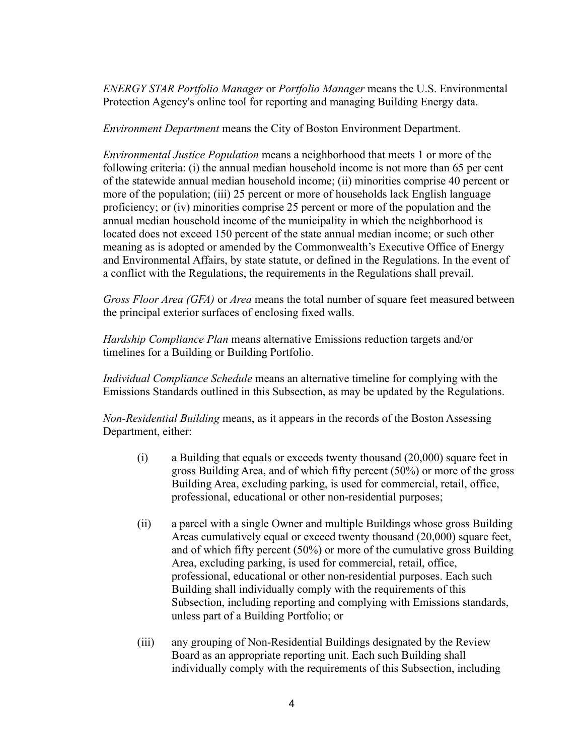*ENERGY STAR Portfolio Manager* or *Portfolio Manager* means the U.S. Environmental Protection Agency's online tool for reporting and managing Building Energy data.

*Environment Department* means the City of Boston Environment Department.

*Environmental Justice Population* means a neighborhood that meets 1 or more of the following criteria: (i) the annual median household income is not more than 65 per cent of the statewide annual median household income; (ii) minorities comprise 40 percent or more of the population; (iii) 25 percent or more of households lack English language proficiency; or (iv) minorities comprise 25 percent or more of the population and the annual median household income of the municipality in which the neighborhood is located does not exceed 150 percent of the state annual median income; or such other meaning as is adopted or amended by the Commonwealth's Executive Office of Energy and Environmental Affairs, by state statute, or defined in the Regulations. In the event of a conflict with the Regulations, the requirements in the Regulations shall prevail.

*Gross Floor Area (GFA)* or *Area* means the total number of square feet measured between the principal exterior surfaces of enclosing fixed walls.

*Hardship Compliance Plan* means alternative Emissions reduction targets and/or timelines for a Building or Building Portfolio.

*Individual Compliance Schedule* means an alternative timeline for complying with the Emissions Standards outlined in this Subsection, as may be updated by the Regulations.

*Non-Residential Building* means, as it appears in the records of the Boston Assessing Department, either:

(i) a Building that equals or exceeds twenty thousand (20,000) square feet in gross Building Area, and of which fifty percent (50%) or more of the gross Building Area, excluding parking, is used for commercial, retail, office, professional, educational or other non-residential purposes;

(ii) a parcel with a single Owner and multiple Buildings whose gross Building Areas cumulatively equal or exceed twenty thousand (20,000) square feet, and of which fifty percent (50%) or more of the cumulative gross Building Area, excluding parking, is used for commercial, retail, office, professional, educational or other non-residential purposes. Each such Building shall individually comply with the requirements of this Subsection, including reporting and complying with Emissions standards, unless part of a Building Portfolio; or

(iii) any grouping of Non-Residential Buildings designated by the Review Board as an appropriate reporting unit. Each such Building shall individually comply with the requirements of this Subsection, including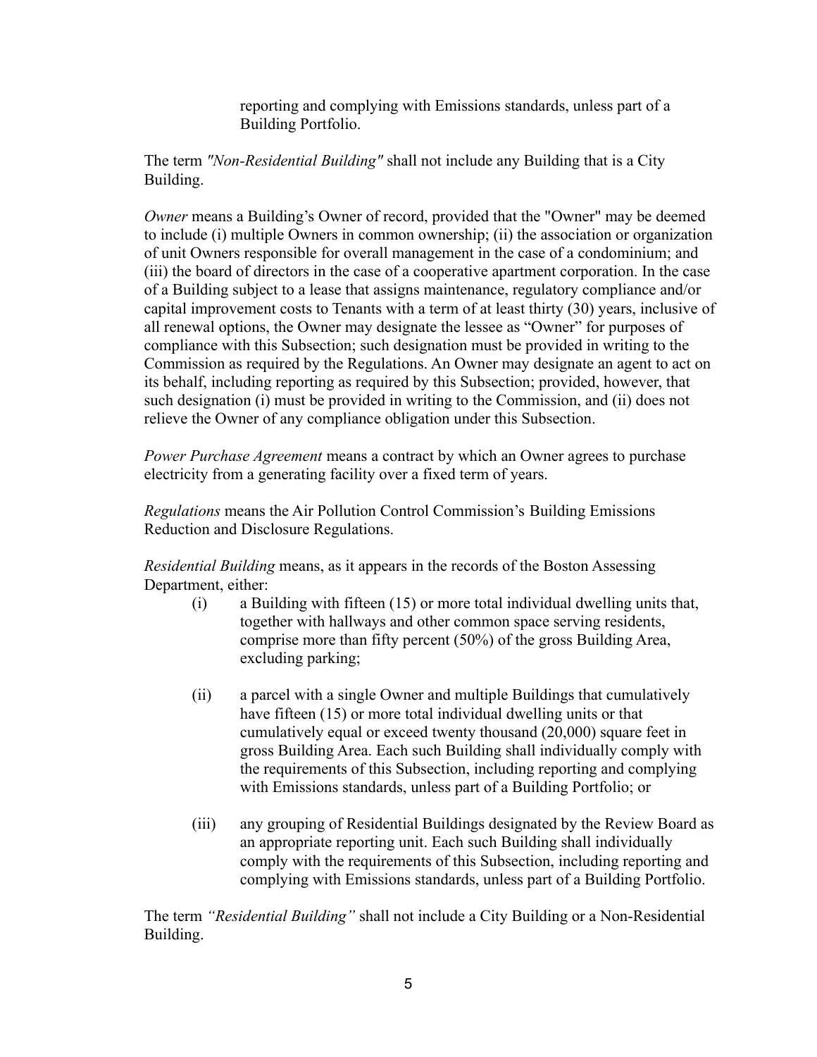reporting and complying with Emissions standards, unless part of a Building Portfolio.

The term *"Non-Residential Building"* shall not include any Building that is a City Building.

*Owner* means a Building's Owner of record, provided that the "Owner" may be deemed to include (i) multiple Owners in common ownership; (ii) the association or organization of unit Owners responsible for overall management in the case of a condominium; and (iii) the board of directors in the case of a cooperative apartment corporation. In the case of a Building subject to a lease that assigns maintenance, regulatory compliance and/or capital improvement costs to Tenants with a term of at least thirty (30) years, inclusive of all renewal options, the Owner may designate the lessee as "Owner" for purposes of compliance with this Subsection; such designation must be provided in writing to the Commission as required by the Regulations. An Owner may designate an agent to act on its behalf, including reporting as required by this Subsection; provided, however, that such designation (i) must be provided in writing to the Commission, and (ii) does not relieve the Owner of any compliance obligation under this Subsection.

*Power Purchase Agreement* means a contract by which an Owner agrees to purchase electricity from a generating facility over a fixed term of years.

*Regulations* means the Air Pollution Control Commission's Building Emissions Reduction and Disclosure Regulations.

*Residential Building* means, as it appears in the records of the Boston Assessing Department, either:

(i) a Building with fifteen (15) or more total individual dwelling units that, together with hallways and other common space serving residents, comprise more than fifty percent (50%) of the gross Building Area, excluding parking;

(ii) a parcel with a single Owner and multiple Buildings that cumulatively have fifteen (15) or more total individual dwelling units or that cumulatively equal or exceed twenty thousand (20,000) square feet in gross Building Area. Each such Building shall individually comply with the requirements of this Subsection, including reporting and complying with Emissions standards, unless part of a Building Portfolio; or

(iii) any grouping of Residential Buildings designated by the Review Board as an appropriate reporting unit. Each such Building shall individually comply with the requirements of this Subsection, including reporting and complying with Emissions standards, unless part of a Building Portfolio.

The term *"Residential Building"* shall not include a City Building or a Non-Residential Building.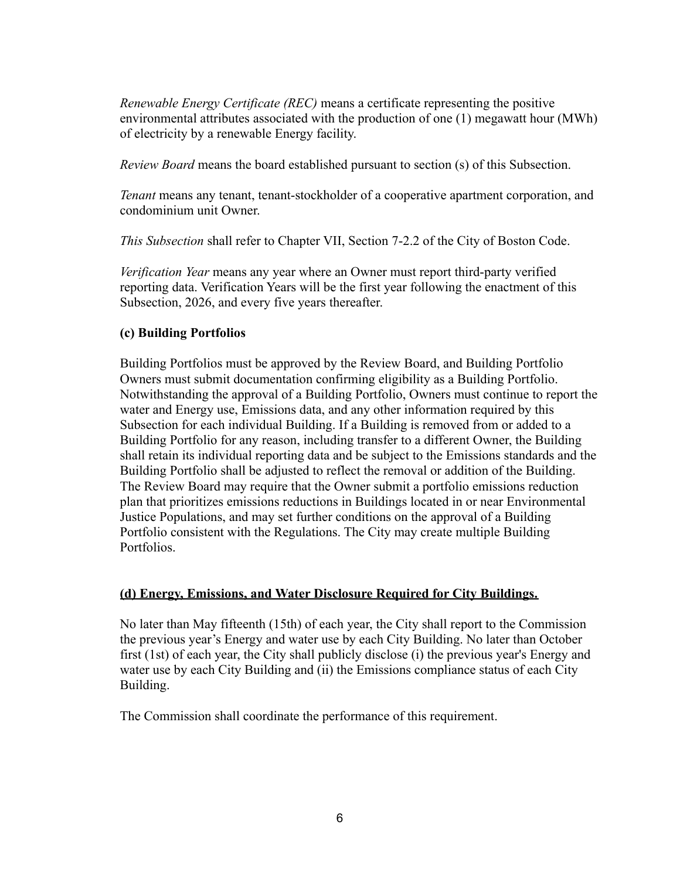*Renewable Energy Certificate (REC)* means a certificate representing the positive environmental attributes associated with the production of one (1) megawatt hour (MWh) of electricity by a renewable Energy facility.

*Review Board* means the board established pursuant to section (s) of this Subsection.

*Tenant* means any tenant, tenant-stockholder of a cooperative apartment corporation, and condominium unit Owner.

*This Subsection* shall refer to Chapter VII, Section 7-2.2 of the City of Boston Code.

*Verification Year* means any year where an Owner must report third-party verified reporting data. Verification Years will be the first year following the enactment of this Subsection, 2026, and every five years thereafter.

**(c) Building Portfolios**

Building Portfolios must be approved by the Review Board, and Building Portfolio Owners must submit documentation confirming eligibility as a Building Portfolio. Notwithstanding the approval of a Building Portfolio, Owners must continue to report the water and Energy use, Emissions data, and any other information required by this Subsection for each individual Building. If a Building is removed from or added to a Building Portfolio for any reason, including transfer to a different Owner, the Building shall retain its individual reporting data and be subject to the Emissions standards and the Building Portfolio shall be adjusted to reflect the removal or addition of the Building. The Review Board may require that the Owner submit a portfolio emissions reduction plan that prioritizes emissions reductions in Buildings located in or near Environmental Justice Populations, and may set further conditions on the approval of a Building Portfolio consistent with the Regulations. The City may create multiple Building Portfolios.

**(d) Energy, Emissions, and Water Disclosure Required for City Buildings.**

No later than May fifteenth (15th) of each year, the City shall report to the Commission the previous year's Energy and water use by each City Building. No later than October first (1st) of each year, the City shall publicly disclose (i) the previous year's Energy and water use by each City Building and (ii) the Emissions compliance status of each City Building.

The Commission shall coordinate the performance of this requirement.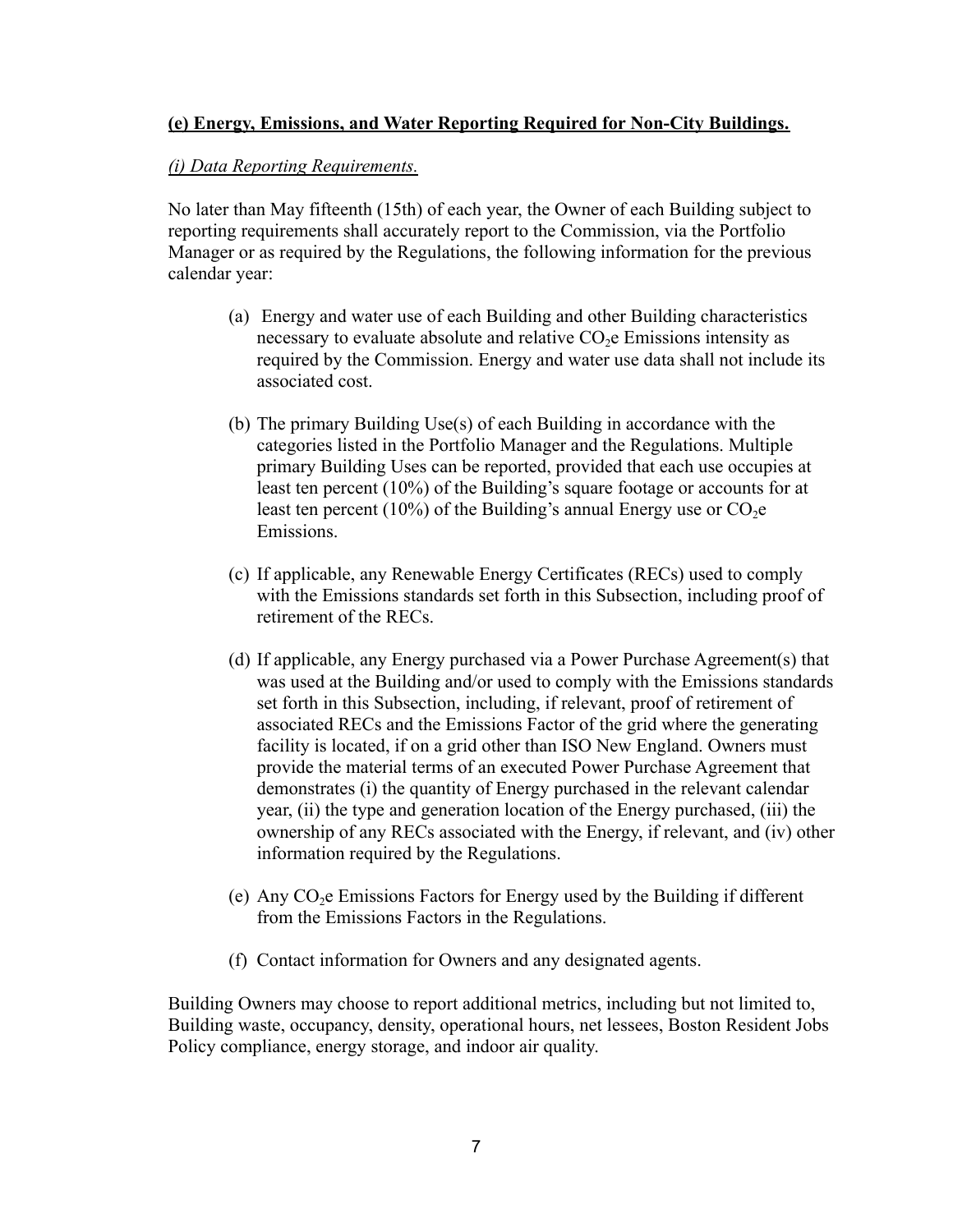**<u>(e) Energy, Emissions, and Water Reporting Required for Non-City Buildings.</u>**

*<u>(i) Data Reporting Requirements.</u>*

No later than May fifteenth (15th) of each year, the Owner of each Building subject to reporting requirements shall accurately report to the Commission, via the Portfolio Manager or as required by the Regulations, the following information for the previous calendar year:

(a) Energy and water use of each Building and other Building characteristics necessary to evaluate absolute and relative $CO_2$e Emissions intensity as required by the Commission. Energy and water use data shall not include its associated cost.

(b) The primary Building Use(s) of each Building in accordance with the categories listed in the Portfolio Manager and the Regulations. Multiple primary Building Uses can be reported, provided that each use occupies at least ten percent (10%) of the Building's square footage or accounts for at least ten percent (10%) of the Building's annual Energy use or $CO_2$e Emissions.

(c) If applicable, any Renewable Energy Certificates (RECs) used to comply with the Emissions standards set forth in this Subsection, including proof of retirement of the RECs.

(d) If applicable, any Energy purchased via a Power Purchase Agreement(s) that was used at the Building and/or used to comply with the Emissions standards set forth in this Subsection, including, if relevant, proof of retirement of associated RECs and the Emissions Factor of the grid where the generating facility is located, if on a grid other than ISO New England. Owners must provide the material terms of an executed Power Purchase Agreement that demonstrates (i) the quantity of Energy purchased in the relevant calendar year, (ii) the type and generation location of the Energy purchased, (iii) the ownership of any RECs associated with the Energy, if relevant, and (iv) other information required by the Regulations.

(e) Any $CO_2$e Emissions Factors for Energy used by the Building if different from the Emissions Factors in the Regulations.

(f) Contact information for Owners and any designated agents.

Building Owners may choose to report additional metrics, including but not limited to, Building waste, occupancy, density, operational hours, net lessees, Boston Resident Jobs Policy compliance, energy storage, and indoor air quality.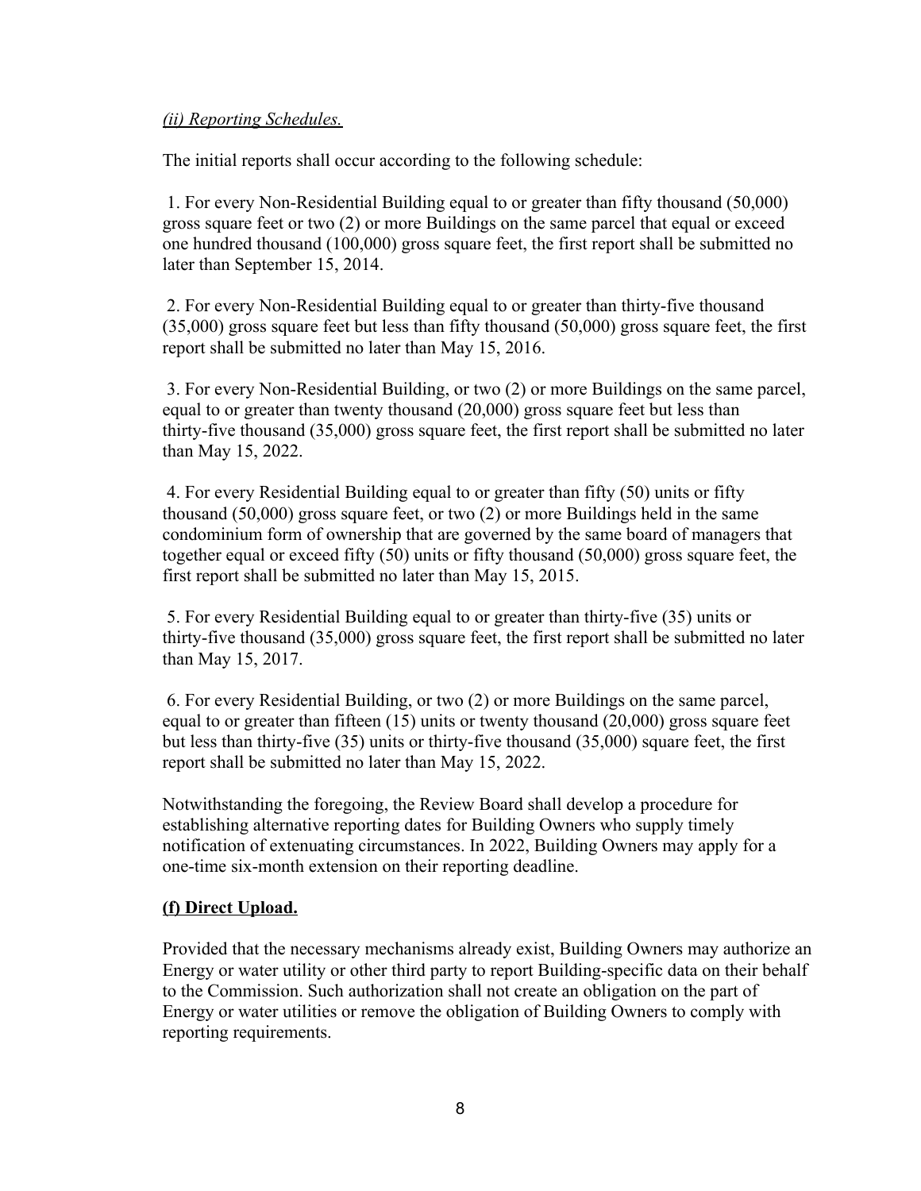*(ii) Reporting Schedules.*

The initial reports shall occur according to the following schedule:

1. For every Non-Residential Building equal to or greater than fifty thousand (50,000) gross square feet or two (2) or more Buildings on the same parcel that equal or exceed one hundred thousand (100,000) gross square feet, the first report shall be submitted no later than September 15, 2014.

2. For every Non-Residential Building equal to or greater than thirty-five thousand (35,000) gross square feet but less than fifty thousand (50,000) gross square feet, the first report shall be submitted no later than May 15, 2016.

3. For every Non-Residential Building, or two (2) or more Buildings on the same parcel, equal to or greater than twenty thousand (20,000) gross square feet but less than thirty-five thousand (35,000) gross square feet, the first report shall be submitted no later than May 15, 2022.

4. For every Residential Building equal to or greater than fifty (50) units or fifty thousand (50,000) gross square feet, or two (2) or more Buildings held in the same condominium form of ownership that are governed by the same board of managers that together equal or exceed fifty (50) units or fifty thousand (50,000) gross square feet, the first report shall be submitted no later than May 15, 2015.

5. For every Residential Building equal to or greater than thirty-five (35) units or thirty-five thousand (35,000) gross square feet, the first report shall be submitted no later than May 15, 2017.

6. For every Residential Building, or two (2) or more Buildings on the same parcel, equal to or greater than fifteen (15) units or twenty thousand (20,000) gross square feet but less than thirty-five (35) units or thirty-five thousand (35,000) square feet, the first report shall be submitted no later than May 15, 2022.

Notwithstanding the foregoing, the Review Board shall develop a procedure for establishing alternative reporting dates for Building Owners who supply timely notification of extenuating circumstances. In 2022, Building Owners may apply for a one-time six-month extension on their reporting deadline.

**(f) Direct Upload.**

Provided that the necessary mechanisms already exist, Building Owners may authorize an Energy or water utility or other third party to report Building-specific data on their behalf to the Commission. Such authorization shall not create an obligation on the part of Energy or water utilities or remove the obligation of Building Owners to comply with reporting requirements.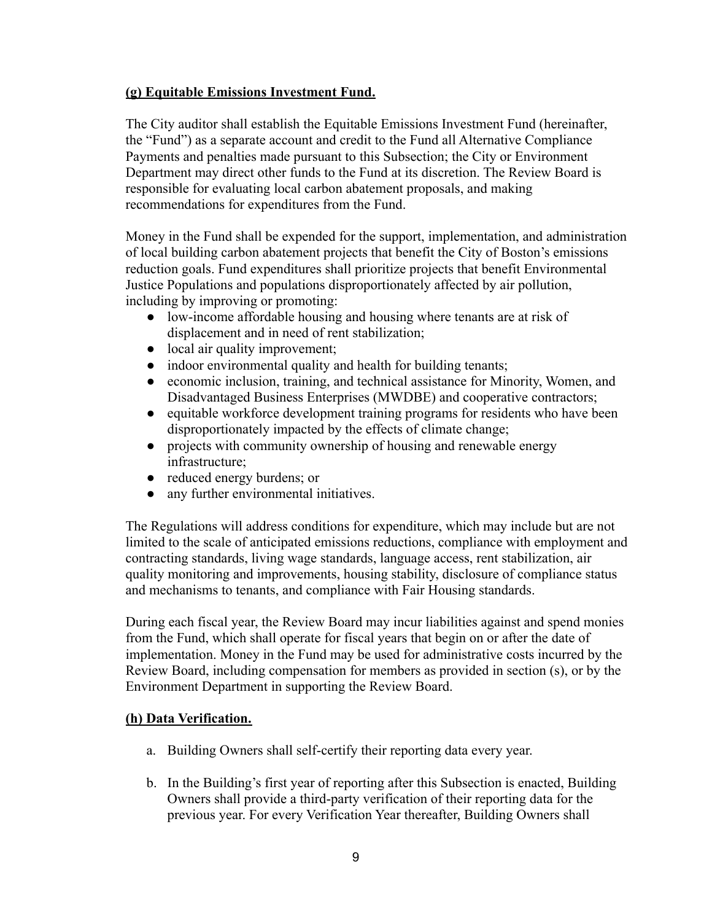**(g) Equitable Emissions Investment Fund.**

The City auditor shall establish the Equitable Emissions Investment Fund (hereinafter, the "Fund") as a separate account and credit to the Fund all Alternative Compliance Payments and penalties made pursuant to this Subsection; the City or Environment Department may direct other funds to the Fund at its discretion. The Review Board is responsible for evaluating local carbon abatement proposals, and making recommendations for expenditures from the Fund.

Money in the Fund shall be expended for the support, implementation, and administration of local building carbon abatement projects that benefit the City of Boston's emissions reduction goals. Fund expenditures shall prioritize projects that benefit Environmental Justice Populations and populations disproportionately affected by air pollution, including by improving or promoting:

- low-income affordable housing and housing where tenants are at risk of displacement and in need of rent stabilization;
- local air quality improvement;
- indoor environmental quality and health for building tenants;
- economic inclusion, training, and technical assistance for Minority, Women, and Disadvantaged Business Enterprises (MWDBE) and cooperative contractors;
- equitable workforce development training programs for residents who have been disproportionately impacted by the effects of climate change;
- projects with community ownership of housing and renewable energy infrastructure;
- reduced energy burdens; or
- any further environmental initiatives.

The Regulations will address conditions for expenditure, which may include but are not limited to the scale of anticipated emissions reductions, compliance with employment and contracting standards, living wage standards, language access, rent stabilization, air quality monitoring and improvements, housing stability, disclosure of compliance status and mechanisms to tenants, and compliance with Fair Housing standards.

During each fiscal year, the Review Board may incur liabilities against and spend monies from the Fund, which shall operate for fiscal years that begin on or after the date of implementation. Money in the Fund may be used for administrative costs incurred by the Review Board, including compensation for members as provided in section (s), or by the Environment Department in supporting the Review Board.

**(h) Data Verification.**

a. Building Owners shall self-certify their reporting data every year.

b. In the Building's first year of reporting after this Subsection is enacted, Building Owners shall provide a third-party verification of their reporting data for the previous year. For every Verification Year thereafter, Building Owners shall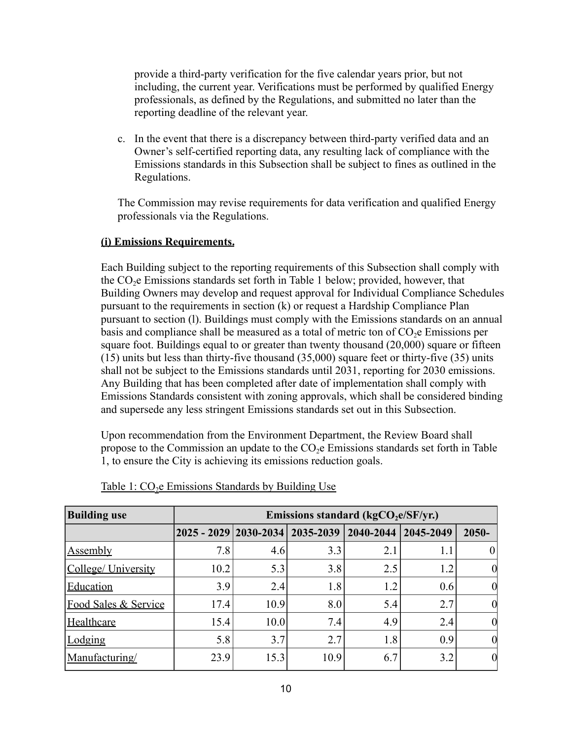provide a third-party verification for the five calendar years prior, but not including, the current year. Verifications must be performed by qualified Energy professionals, as defined by the Regulations, and submitted no later than the reporting deadline of the relevant year.

c. In the event that there is a discrepancy between third-party verified data and an Owner's self-certified reporting data, any resulting lack of compliance with the Emissions standards in this Subsection shall be subject to fines as outlined in the Regulations.

The Commission may revise requirements for data verification and qualified Energy professionals via the Regulations.

**(i) Emissions Requirements.**

Each Building subject to the reporting requirements of this Subsection shall comply with the $CO_2$e Emissions standards set forth in Table 1 below; provided, however, that Building Owners may develop and request approval for Individual Compliance Schedules pursuant to the requirements in section (k) or request a Hardship Compliance Plan pursuant to section (l). Buildings must comply with the Emissions standards on an annual basis and compliance shall be measured as a total of metric ton of $CO_2$e Emissions per square foot. Buildings equal to or greater than twenty thousand (20,000) square or fifteen (15) units but less than thirty-five thousand (35,000) square feet or thirty-five (35) units shall not be subject to the Emissions standards until 2031, reporting for 2030 emissions. Any Building that has been completed after date of implementation shall comply with Emissions Standards consistent with zoning approvals, which shall be considered binding and supersede any less stringent Emissions standards set out in this Subsection.

Upon recommendation from the Environment Department, the Review Board shall propose to the Commission an update to the $CO_2$e Emissions standards set forth in Table 1, to ensure the City is achieving its emissions reduction goals.

Table 1: $CO_2$e Emissions Standards by Building Use

| Building use | Emissions standard (kg$CO_2$e/SF/yr.) | | | | | |
|---|---|---|---|---|---|---|
| | 2025 - 2029 | 2030-2034 | 2035-2039 | 2040-2044 | 2045-2049 | 2050- |
| Assembly | 7.8 | 4.6 | 3.3 | 2.1 | 1.1 | 0 |
| College/ University | 10.2 | 5.3 | 3.8 | 2.5 | 1.2 | 0 |
| Education | 3.9 | 2.4 | 1.8 | 1.2 | 0.6 | 0 |
| Food Sales & Service | 17.4 | 10.9 | 8.0 | 5.4 | 2.7 | 0 |
| Healthcare | 15.4 | 10.0 | 7.4 | 4.9 | 2.4 | 0 |
| Lodging | 5.8 | 3.7 | 2.7 | 1.8 | 0.9 | 0 |
| Manufacturing/ | 23.9 | 15.3 | 10.9 | 6.7 | 3.2 | 0 |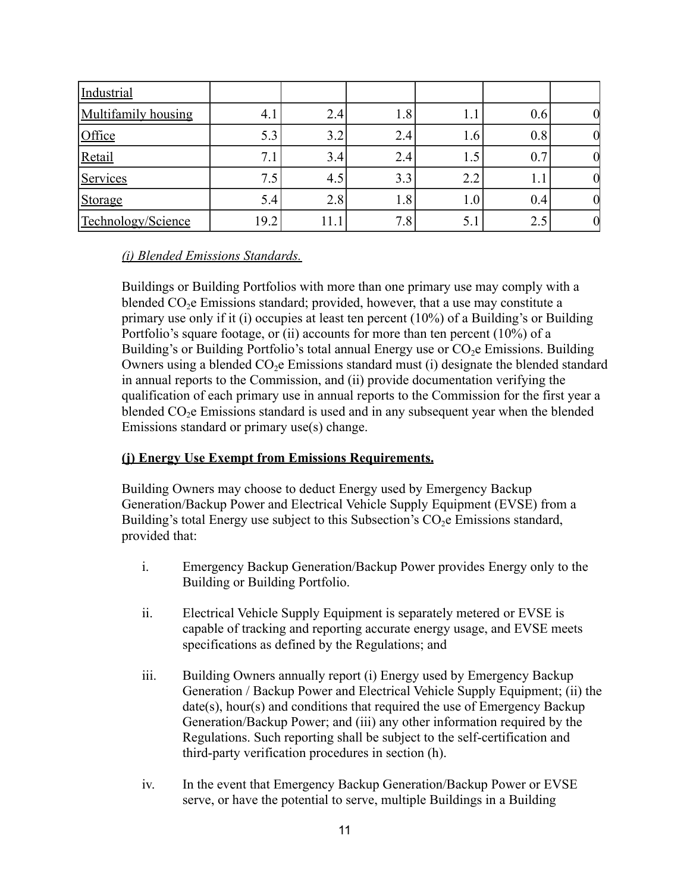| Industrial | | | | | | |
|---|---|---|---|---|---|---|
| Multifamily housing | 4.1 | 2.4 | 1.8 | 1.1 | 0.6 | 0 |
| Office | 5.3 | 3.2 | 2.4 | 1.6 | 0.8 | 0 |
| Retail | 7.1 | 3.4 | 2.4 | 1.5 | 0.7 | 0 |
| Services | 7.5 | 4.5 | 3.3 | 2.2 | 1.1 | 0 |
| Storage | 5.4 | 2.8 | 1.8 | 1.0 | 0.4 | 0 |
| Technology/Science | 19.2 | 11.1 | 7.8 | 5.1 | 2.5 | 0 |

*(i) Blended Emissions Standards.*

Buildings or Building Portfolios with more than one primary use may comply with a blended $CO_2e$ Emissions standard; provided, however, that a use may constitute a primary use only if it (i) occupies at least ten percent (10%) of a Building's or Building Portfolio's square footage, or (ii) accounts for more than ten percent (10%) of a Building's or Building Portfolio's total annual Energy use or $CO_2e$ Emissions. Building Owners using a blended $CO_2e$ Emissions standard must (i) designate the blended standard in annual reports to the Commission, and (ii) provide documentation verifying the qualification of each primary use in annual reports to the Commission for the first year a blended $CO_2e$ Emissions standard is used and in any subsequent year when the blended Emissions standard or primary use(s) change.

**(j) Energy Use Exempt from Emissions Requirements.**

Building Owners may choose to deduct Energy used by Emergency Backup Generation/Backup Power and Electrical Vehicle Supply Equipment (EVSE) from a Building's total Energy use subject to this Subsection's $CO_2e$ Emissions standard, provided that:

i. Emergency Backup Generation/Backup Power provides Energy only to the Building or Building Portfolio.

ii. Electrical Vehicle Supply Equipment is separately metered or EVSE is capable of tracking and reporting accurate energy usage, and EVSE meets specifications as defined by the Regulations; and

iii. Building Owners annually report (i) Energy used by Emergency Backup Generation / Backup Power and Electrical Vehicle Supply Equipment; (ii) the date(s), hour(s) and conditions that required the use of Emergency Backup Generation/Backup Power; and (iii) any other information required by the Regulations. Such reporting shall be subject to the self-certification and third-party verification procedures in section (h).

iv. In the event that Emergency Backup Generation/Backup Power or EVSE serve, or have the potential to serve, multiple Buildings in a Building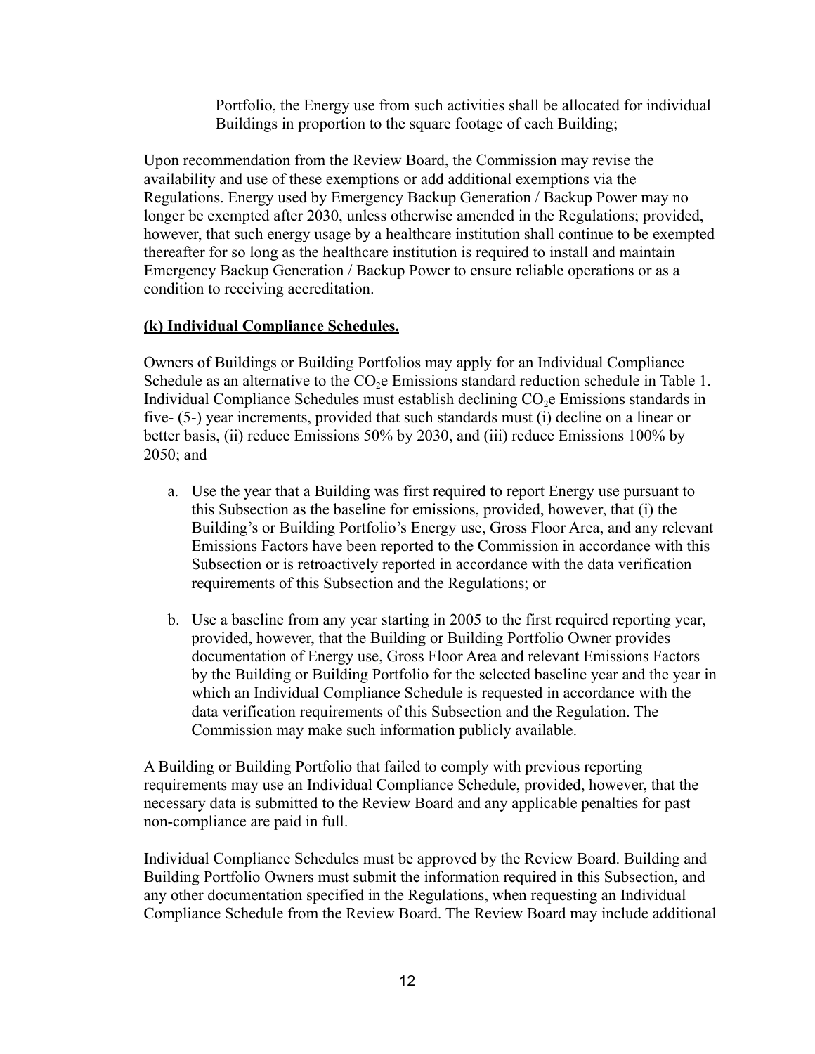Portfolio, the Energy use from such activities shall be allocated for individual Buildings in proportion to the square footage of each Building;

Upon recommendation from the Review Board, the Commission may revise the availability and use of these exemptions or add additional exemptions via the Regulations. Energy used by Emergency Backup Generation / Backup Power may no longer be exempted after 2030, unless otherwise amended in the Regulations; provided, however, that such energy usage by a healthcare institution shall continue to be exempted thereafter for so long as the healthcare institution is required to install and maintain Emergency Backup Generation / Backup Power to ensure reliable operations or as a condition to receiving accreditation.

**(k) Individual Compliance Schedules.**

Owners of Buildings or Building Portfolios may apply for an Individual Compliance Schedule as an alternative to the $CO_2e$ Emissions standard reduction schedule in Table 1. Individual Compliance Schedules must establish declining $CO_2e$ Emissions standards in five- (5-) year increments, provided that such standards must (i) decline on a linear or better basis, (ii) reduce Emissions 50% by 2030, and (iii) reduce Emissions 100% by 2050; and

a. Use the year that a Building was first required to report Energy use pursuant to this Subsection as the baseline for emissions, provided, however, that (i) the Building's or Building Portfolio's Energy use, Gross Floor Area, and any relevant Emissions Factors have been reported to the Commission in accordance with this Subsection or is retroactively reported in accordance with the data verification requirements of this Subsection and the Regulations; or

b. Use a baseline from any year starting in 2005 to the first required reporting year, provided, however, that the Building or Building Portfolio Owner provides documentation of Energy use, Gross Floor Area and relevant Emissions Factors by the Building or Building Portfolio for the selected baseline year and the year in which an Individual Compliance Schedule is requested in accordance with the data verification requirements of this Subsection and the Regulation. The Commission may make such information publicly available.

A Building or Building Portfolio that failed to comply with previous reporting requirements may use an Individual Compliance Schedule, provided, however, that the necessary data is submitted to the Review Board and any applicable penalties for past non-compliance are paid in full.

Individual Compliance Schedules must be approved by the Review Board. Building and Building Portfolio Owners must submit the information required in this Subsection, and any other documentation specified in the Regulations, when requesting an Individual Compliance Schedule from the Review Board. The Review Board may include additional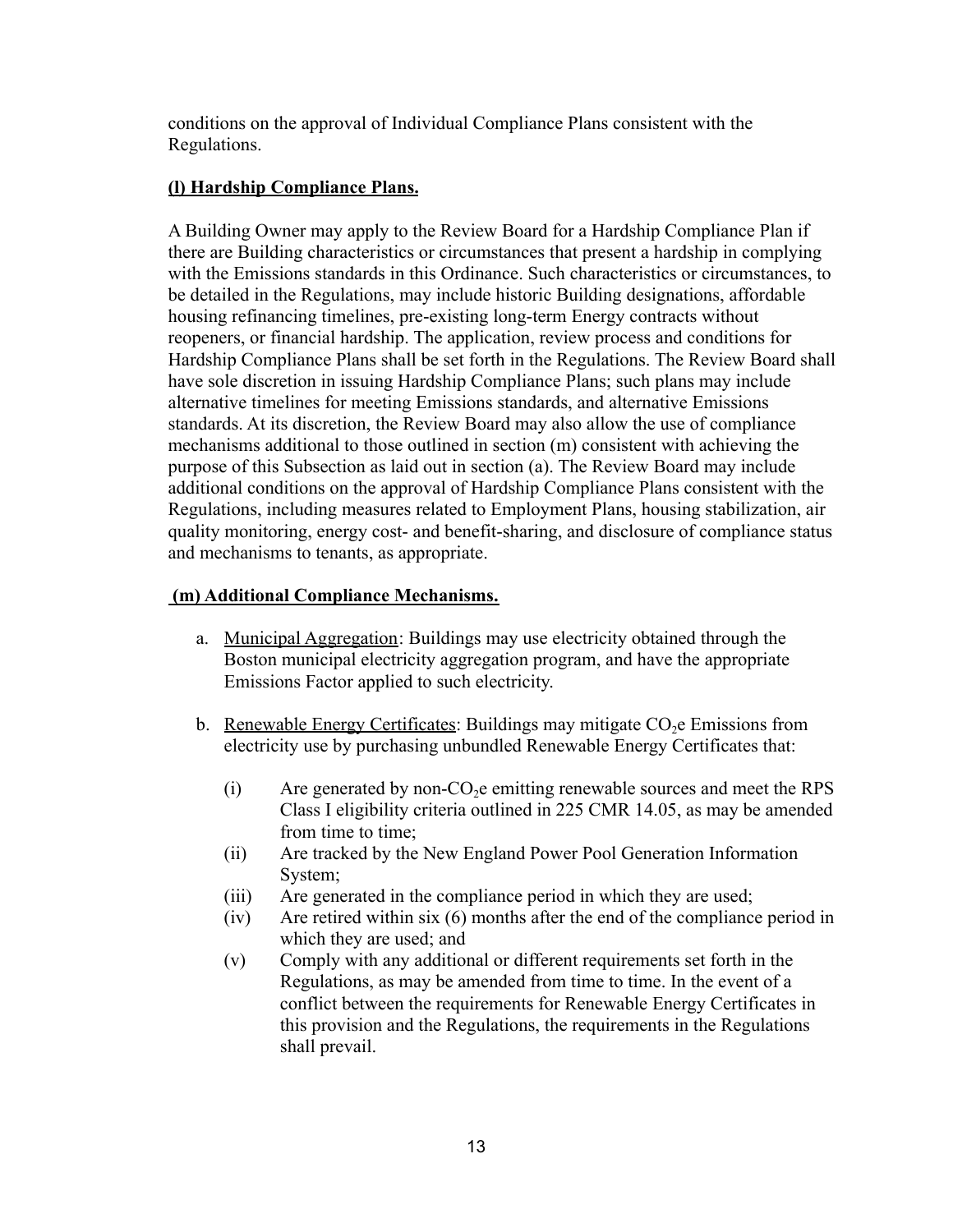conditions on the approval of Individual Compliance Plans consistent with the Regulations.

**(l) Hardship Compliance Plans.**

A Building Owner may apply to the Review Board for a Hardship Compliance Plan if there are Building characteristics or circumstances that present a hardship in complying with the Emissions standards in this Ordinance. Such characteristics or circumstances, to be detailed in the Regulations, may include historic Building designations, affordable housing refinancing timelines, pre-existing long-term Energy contracts without reopeners, or financial hardship. The application, review process and conditions for Hardship Compliance Plans shall be set forth in the Regulations. The Review Board shall have sole discretion in issuing Hardship Compliance Plans; such plans may include alternative timelines for meeting Emissions standards, and alternative Emissions standards. At its discretion, the Review Board may also allow the use of compliance mechanisms additional to those outlined in section (m) consistent with achieving the purpose of this Subsection as laid out in section (a). The Review Board may include additional conditions on the approval of Hardship Compliance Plans consistent with the Regulations, including measures related to Employment Plans, housing stabilization, air quality monitoring, energy cost- and benefit-sharing, and disclosure of compliance status and mechanisms to tenants, as appropriate.

**(m) Additional Compliance Mechanisms.**

a. Municipal Aggregation: Buildings may use electricity obtained through the Boston municipal electricity aggregation program, and have the appropriate Emissions Factor applied to such electricity.

b. Renewable Energy Certificates: Buildings may mitigate $CO_2e$ Emissions from electricity use by purchasing unbundled Renewable Energy Certificates that:

   (i) Are generated by non-$CO_2e$ emitting renewable sources and meet the RPS Class I eligibility criteria outlined in 225 CMR 14.05, as may be amended from time to time;

   (ii) Are tracked by the New England Power Pool Generation Information System;

   (iii) Are generated in the compliance period in which they are used;

   (iv) Are retired within six (6) months after the end of the compliance period in which they are used; and

   (v) Comply with any additional or different requirements set forth in the Regulations, as may be amended from time to time. In the event of a conflict between the requirements for Renewable Energy Certificates in this provision and the Regulations, the requirements in the Regulations shall prevail.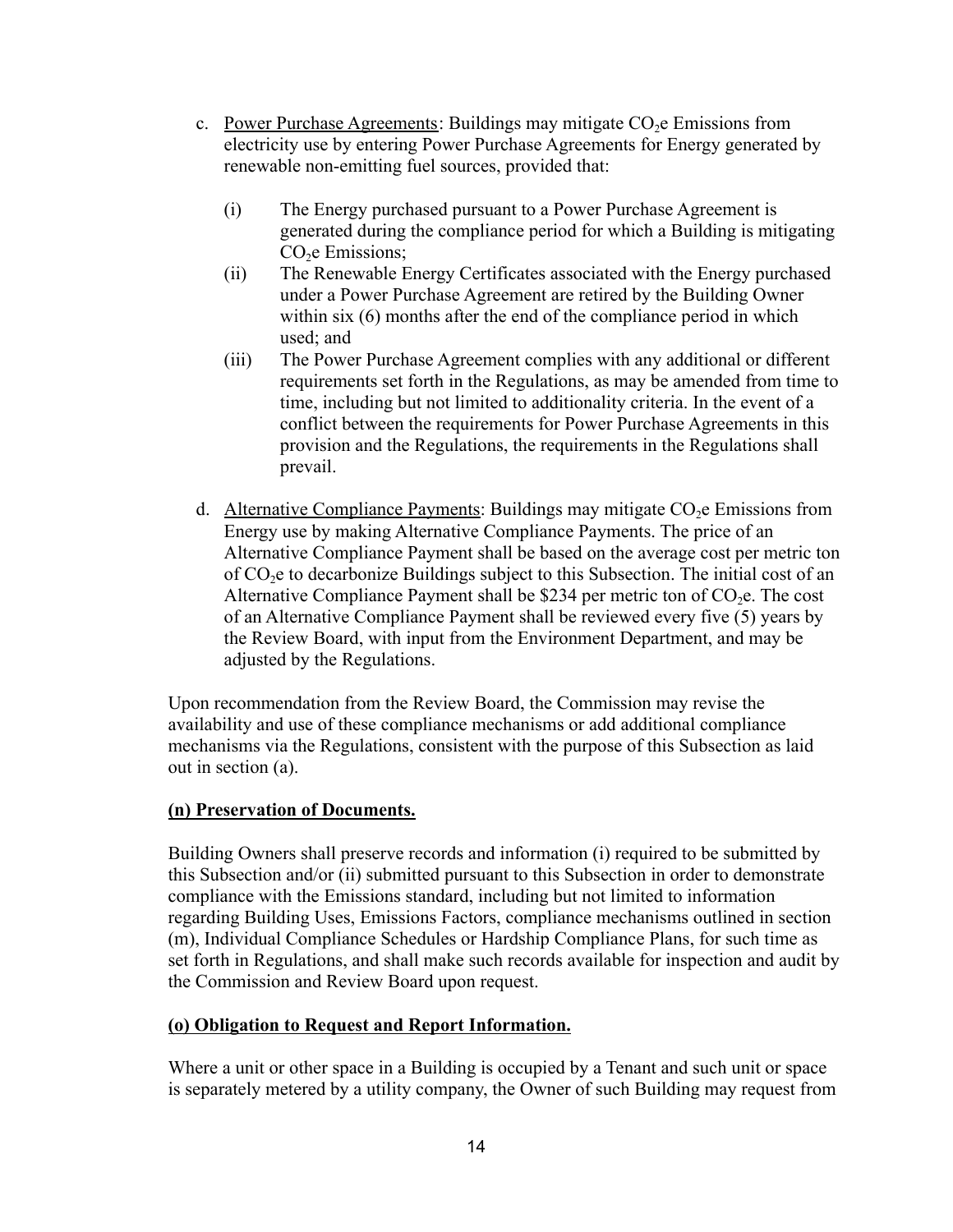c. <u>Power Purchase Agreements</u>: Buildings may mitigate $CO_2$e Emissions from electricity use by entering Power Purchase Agreements for Energy generated by renewable non-emitting fuel sources, provided that:

   (i) The Energy purchased pursuant to a Power Purchase Agreement is generated during the compliance period for which a Building is mitigating $CO_2$e Emissions;

   (ii) The Renewable Energy Certificates associated with the Energy purchased under a Power Purchase Agreement are retired by the Building Owner within six (6) months after the end of the compliance period in which used; and

   (iii) The Power Purchase Agreement complies with any additional or different requirements set forth in the Regulations, as may be amended from time to time, including but not limited to additionality criteria. In the event of a conflict between the requirements for Power Purchase Agreements in this provision and the Regulations, the requirements in the Regulations shall prevail.

d. <u>Alternative Compliance Payments</u>: Buildings may mitigate $CO_2$e Emissions from Energy use by making Alternative Compliance Payments. The price of an Alternative Compliance Payment shall be based on the average cost per metric ton of $CO_2$e to decarbonize Buildings subject to this Subsection. The initial cost of an Alternative Compliance Payment shall be $234 per metric ton of $CO_2$e. The cost of an Alternative Compliance Payment shall be reviewed every five (5) years by the Review Board, with input from the Environment Department, and may be adjusted by the Regulations.

Upon recommendation from the Review Board, the Commission may revise the availability and use of these compliance mechanisms or add additional compliance mechanisms via the Regulations, consistent with the purpose of this Subsection as laid out in section (a).

**<u>(n) Preservation of Documents.</u>**

Building Owners shall preserve records and information (i) required to be submitted by this Subsection and/or (ii) submitted pursuant to this Subsection in order to demonstrate compliance with the Emissions standard, including but not limited to information regarding Building Uses, Emissions Factors, compliance mechanisms outlined in section (m), Individual Compliance Schedules or Hardship Compliance Plans, for such time as set forth in Regulations, and shall make such records available for inspection and audit by the Commission and Review Board upon request.

**<u>(o) Obligation to Request and Report Information.</u>**

Where a unit or other space in a Building is occupied by a Tenant and such unit or space is separately metered by a utility company, the Owner of such Building may request from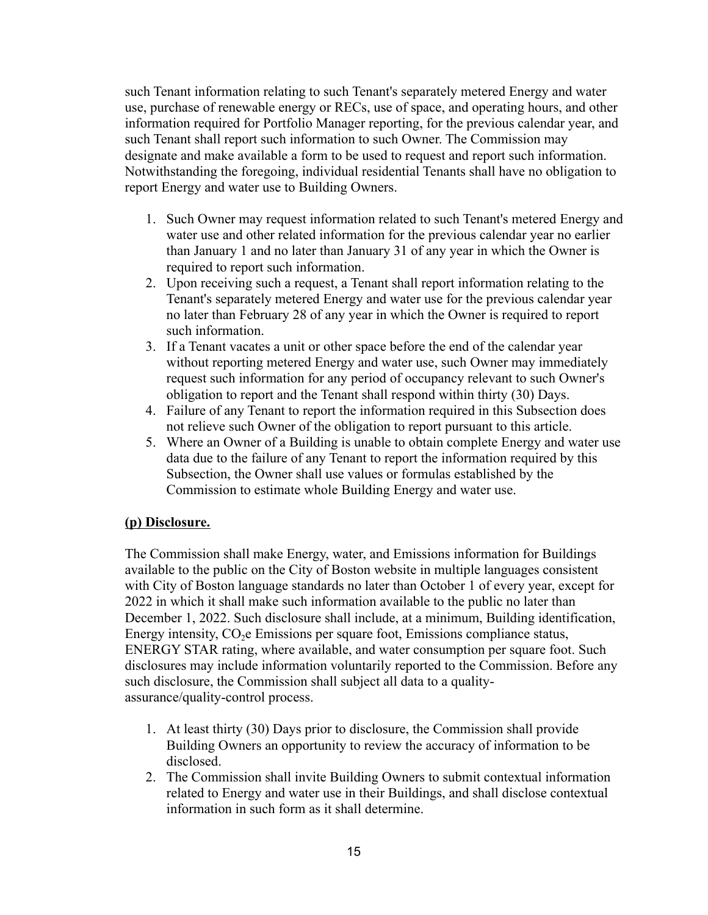such Tenant information relating to such Tenant's separately metered Energy and water use, purchase of renewable energy or RECs, use of space, and operating hours, and other information required for Portfolio Manager reporting, for the previous calendar year, and such Tenant shall report such information to such Owner. The Commission may designate and make available a form to be used to request and report such information. Notwithstanding the foregoing, individual residential Tenants shall have no obligation to report Energy and water use to Building Owners.

1. Such Owner may request information related to such Tenant's metered Energy and water use and other related information for the previous calendar year no earlier than January 1 and no later than January 31 of any year in which the Owner is required to report such information.
2. Upon receiving such a request, a Tenant shall report information relating to the Tenant's separately metered Energy and water use for the previous calendar year no later than February 28 of any year in which the Owner is required to report such information.
3. If a Tenant vacates a unit or other space before the end of the calendar year without reporting metered Energy and water use, such Owner may immediately request such information for any period of occupancy relevant to such Owner's obligation to report and the Tenant shall respond within thirty (30) Days.
4. Failure of any Tenant to report the information required in this Subsection does not relieve such Owner of the obligation to report pursuant to this article.
5. Where an Owner of a Building is unable to obtain complete Energy and water use data due to the failure of any Tenant to report the information required by this Subsection, the Owner shall use values or formulas established by the Commission to estimate whole Building Energy and water use.

**(p) Disclosure.**

The Commission shall make Energy, water, and Emissions information for Buildings available to the public on the City of Boston website in multiple languages consistent with City of Boston language standards no later than October 1 of every year, except for 2022 in which it shall make such information available to the public no later than December 1, 2022. Such disclosure shall include, at a minimum, Building identification, Energy intensity, $CO_2e$ Emissions per square foot, Emissions compliance status, ENERGY STAR rating, where available, and water consumption per square foot. Such disclosures may include information voluntarily reported to the Commission. Before any such disclosure, the Commission shall subject all data to a quality-assurance/quality-control process.

1. At least thirty (30) Days prior to disclosure, the Commission shall provide Building Owners an opportunity to review the accuracy of information to be disclosed.
2. The Commission shall invite Building Owners to submit contextual information related to Energy and water use in their Buildings, and shall disclose contextual information in such form as it shall determine.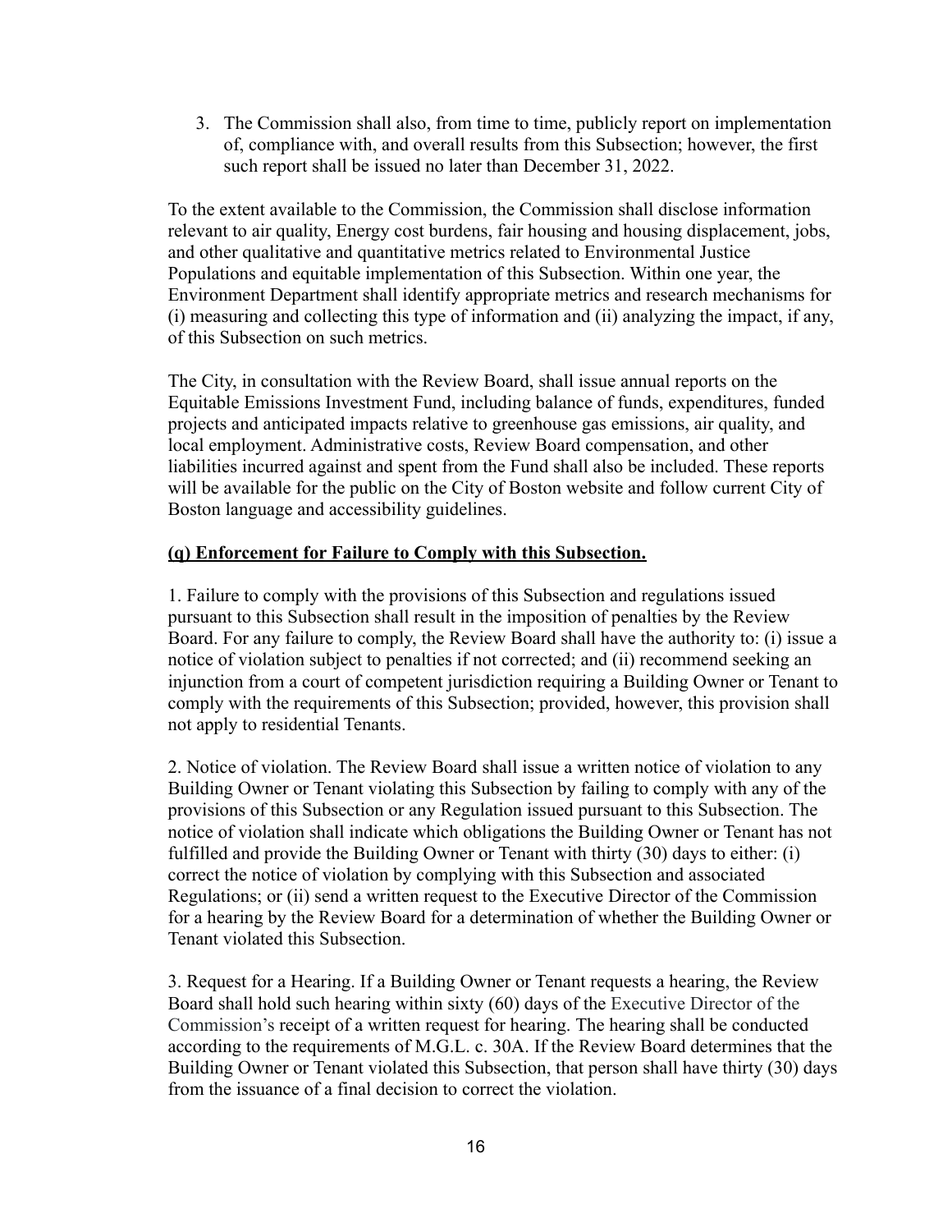3. The Commission shall also, from time to time, publicly report on implementation of, compliance with, and overall results from this Subsection; however, the first such report shall be issued no later than December 31, 2022.

To the extent available to the Commission, the Commission shall disclose information relevant to air quality, Energy cost burdens, fair housing and housing displacement, jobs, and other qualitative and quantitative metrics related to Environmental Justice Populations and equitable implementation of this Subsection. Within one year, the Environment Department shall identify appropriate metrics and research mechanisms for (i) measuring and collecting this type of information and (ii) analyzing the impact, if any, of this Subsection on such metrics.

The City, in consultation with the Review Board, shall issue annual reports on the Equitable Emissions Investment Fund, including balance of funds, expenditures, funded projects and anticipated impacts relative to greenhouse gas emissions, air quality, and local employment. Administrative costs, Review Board compensation, and other liabilities incurred against and spent from the Fund shall also be included. These reports will be available for the public on the City of Boston website and follow current City of Boston language and accessibility guidelines.

**(q) Enforcement for Failure to Comply with this Subsection.**

1. Failure to comply with the provisions of this Subsection and regulations issued pursuant to this Subsection shall result in the imposition of penalties by the Review Board. For any failure to comply, the Review Board shall have the authority to: (i) issue a notice of violation subject to penalties if not corrected; and (ii) recommend seeking an injunction from a court of competent jurisdiction requiring a Building Owner or Tenant to comply with the requirements of this Subsection; provided, however, this provision shall not apply to residential Tenants.

2. Notice of violation. The Review Board shall issue a written notice of violation to any Building Owner or Tenant violating this Subsection by failing to comply with any of the provisions of this Subsection or any Regulation issued pursuant to this Subsection. The notice of violation shall indicate which obligations the Building Owner or Tenant has not fulfilled and provide the Building Owner or Tenant with thirty (30) days to either: (i) correct the notice of violation by complying with this Subsection and associated Regulations; or (ii) send a written request to the Executive Director of the Commission for a hearing by the Review Board for a determination of whether the Building Owner or Tenant violated this Subsection.

3. Request for a Hearing. If a Building Owner or Tenant requests a hearing, the Review Board shall hold such hearing within sixty (60) days of the Executive Director of the Commission's receipt of a written request for hearing. The hearing shall be conducted according to the requirements of M.G.L. c. 30A. If the Review Board determines that the Building Owner or Tenant violated this Subsection, that person shall have thirty (30) days from the issuance of a final decision to correct the violation.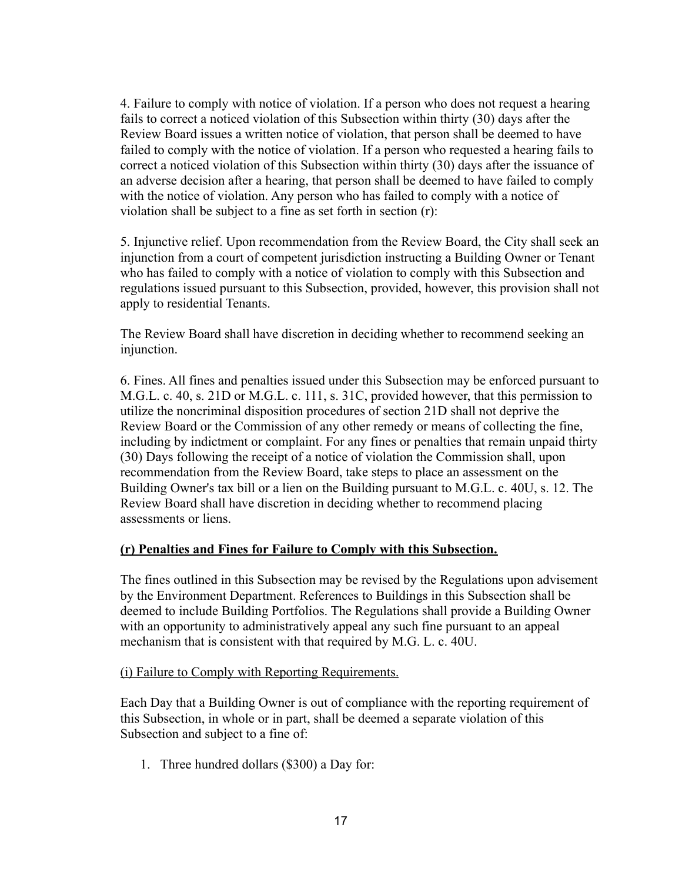4. Failure to comply with notice of violation. If a person who does not request a hearing fails to correct a noticed violation of this Subsection within thirty (30) days after the Review Board issues a written notice of violation, that person shall be deemed to have failed to comply with the notice of violation. If a person who requested a hearing fails to correct a noticed violation of this Subsection within thirty (30) days after the issuance of an adverse decision after a hearing, that person shall be deemed to have failed to comply with the notice of violation. Any person who has failed to comply with a notice of violation shall be subject to a fine as set forth in section (r):

5. Injunctive relief. Upon recommendation from the Review Board, the City shall seek an injunction from a court of competent jurisdiction instructing a Building Owner or Tenant who has failed to comply with a notice of violation to comply with this Subsection and regulations issued pursuant to this Subsection, provided, however, this provision shall not apply to residential Tenants.

The Review Board shall have discretion in deciding whether to recommend seeking an injunction.

6. Fines. All fines and penalties issued under this Subsection may be enforced pursuant to M.G.L. c. 40, s. 21D or M.G.L. c. 111, s. 31C, provided however, that this permission to utilize the noncriminal disposition procedures of section 21D shall not deprive the Review Board or the Commission of any other remedy or means of collecting the fine, including by indictment or complaint. For any fines or penalties that remain unpaid thirty (30) Days following the receipt of a notice of violation the Commission shall, upon recommendation from the Review Board, take steps to place an assessment on the Building Owner's tax bill or a lien on the Building pursuant to M.G.L. c. 40U, s. 12. The Review Board shall have discretion in deciding whether to recommend placing assessments or liens.

**(r) Penalties and Fines for Failure to Comply with this Subsection.**

The fines outlined in this Subsection may be revised by the Regulations upon advisement by the Environment Department. References to Buildings in this Subsection shall be deemed to include Building Portfolios. The Regulations shall provide a Building Owner with an opportunity to administratively appeal any such fine pursuant to an appeal mechanism that is consistent with that required by M.G. L. c. 40U.

(i) Failure to Comply with Reporting Requirements.

Each Day that a Building Owner is out of compliance with the reporting requirement of this Subsection, in whole or in part, shall be deemed a separate violation of this Subsection and subject to a fine of:

1. Three hundred dollars ($300) a Day for: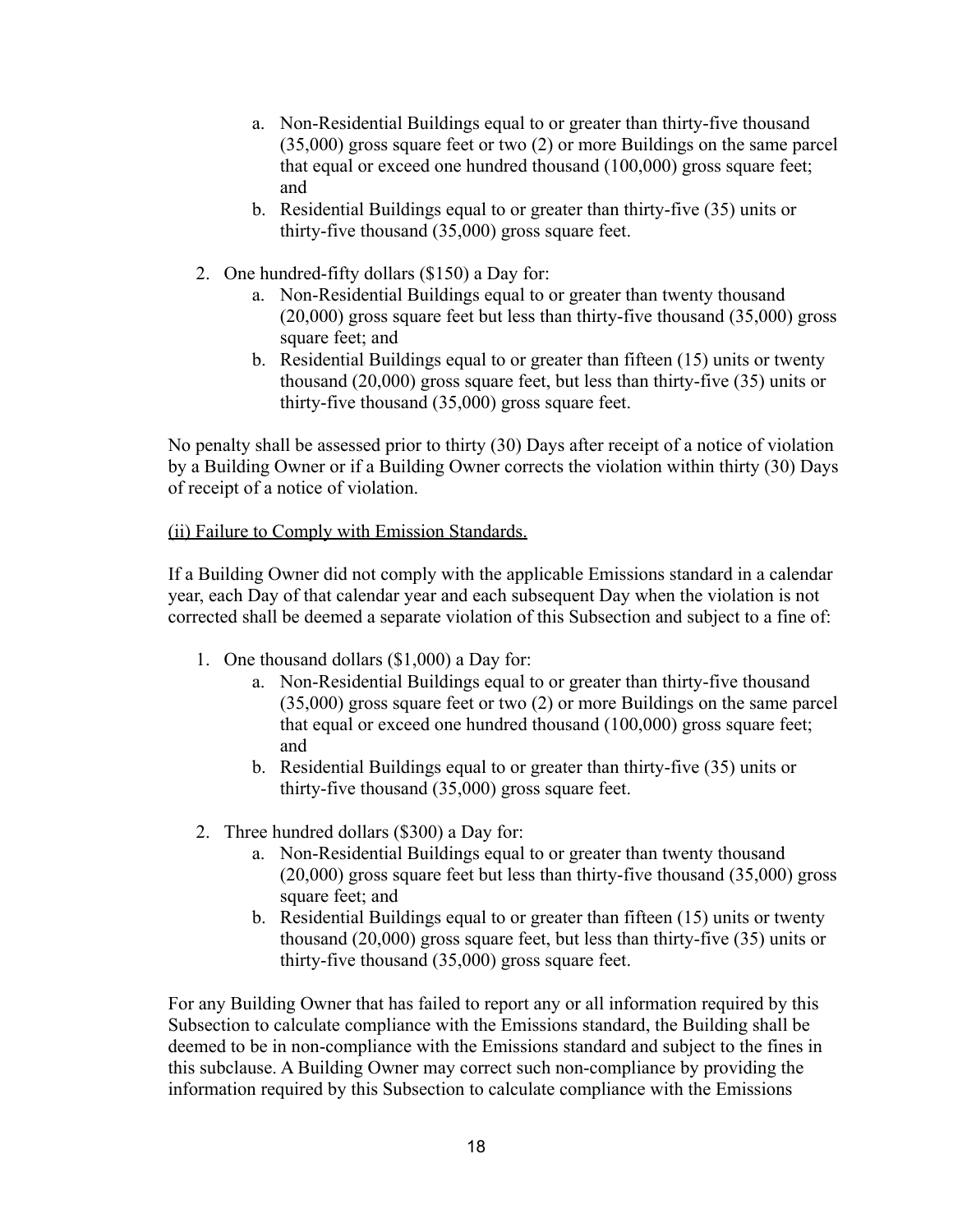a. Non-Residential Buildings equal to or greater than thirty-five thousand (35,000) gross square feet or two (2) or more Buildings on the same parcel that equal or exceed one hundred thousand (100,000) gross square feet; and
   b. Residential Buildings equal to or greater than thirty-five (35) units or thirty-five thousand (35,000) gross square feet.

2. One hundred-fifty dollars ($150) a Day for:
   a. Non-Residential Buildings equal to or greater than twenty thousand (20,000) gross square feet but less than thirty-five thousand (35,000) gross square feet; and
   b. Residential Buildings equal to or greater than fifteen (15) units or twenty thousand (20,000) gross square feet, but less than thirty-five (35) units or thirty-five thousand (35,000) gross square feet.

No penalty shall be assessed prior to thirty (30) Days after receipt of a notice of violation by a Building Owner or if a Building Owner corrects the violation within thirty (30) Days of receipt of a notice of violation.

<u>(ii) Failure to Comply with Emission Standards.</u>

If a Building Owner did not comply with the applicable Emissions standard in a calendar year, each Day of that calendar year and each subsequent Day when the violation is not corrected shall be deemed a separate violation of this Subsection and subject to a fine of:

1. One thousand dollars ($1,000) a Day for:
   a. Non-Residential Buildings equal to or greater than thirty-five thousand (35,000) gross square feet or two (2) or more Buildings on the same parcel that equal or exceed one hundred thousand (100,000) gross square feet; and
   b. Residential Buildings equal to or greater than thirty-five (35) units or thirty-five thousand (35,000) gross square feet.

2. Three hundred dollars ($300) a Day for:
   a. Non-Residential Buildings equal to or greater than twenty thousand (20,000) gross square feet but less than thirty-five thousand (35,000) gross square feet; and
   b. Residential Buildings equal to or greater than fifteen (15) units or twenty thousand (20,000) gross square feet, but less than thirty-five (35) units or thirty-five thousand (35,000) gross square feet.

For any Building Owner that has failed to report any or all information required by this Subsection to calculate compliance with the Emissions standard, the Building shall be deemed to be in non-compliance with the Emissions standard and subject to the fines in this subclause. A Building Owner may correct such non-compliance by providing the information required by this Subsection to calculate compliance with the Emissions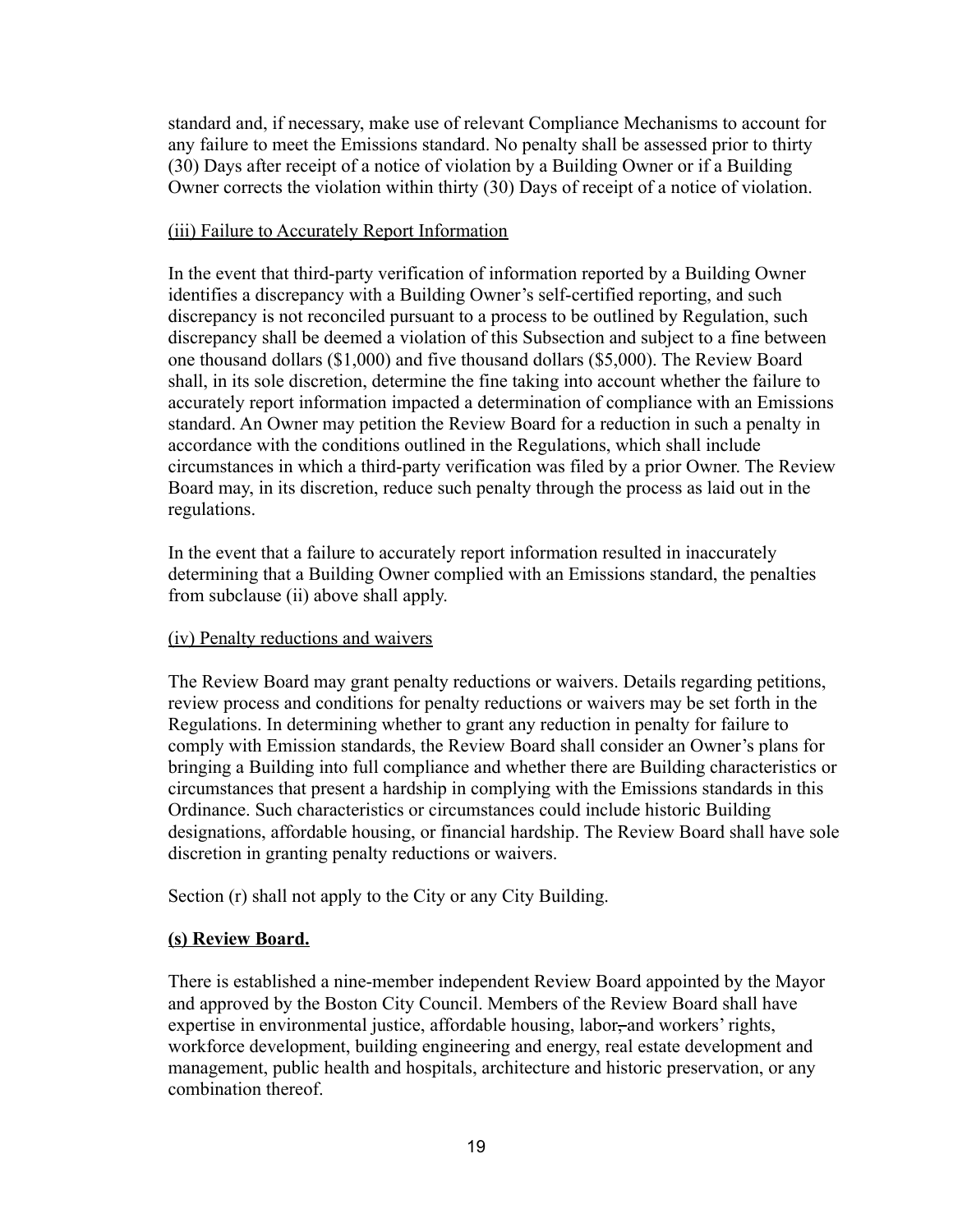standard and, if necessary, make use of relevant Compliance Mechanisms to account for any failure to meet the Emissions standard. No penalty shall be assessed prior to thirty (30) Days after receipt of a notice of violation by a Building Owner or if a Building Owner corrects the violation within thirty (30) Days of receipt of a notice of violation.

<u>(iii) Failure to Accurately Report Information</u>

In the event that third-party verification of information reported by a Building Owner identifies a discrepancy with a Building Owner's self-certified reporting, and such discrepancy is not reconciled pursuant to a process to be outlined by Regulation, such discrepancy shall be deemed a violation of this Subsection and subject to a fine between one thousand dollars ($1,000) and five thousand dollars ($5,000). The Review Board shall, in its sole discretion, determine the fine taking into account whether the failure to accurately report information impacted a determination of compliance with an Emissions standard. An Owner may petition the Review Board for a reduction in such a penalty in accordance with the conditions outlined in the Regulations, which shall include circumstances in which a third-party verification was filed by a prior Owner. The Review Board may, in its discretion, reduce such penalty through the process as laid out in the regulations.

In the event that a failure to accurately report information resulted in inaccurately determining that a Building Owner complied with an Emissions standard, the penalties from subclause (ii) above shall apply.

<u>(iv) Penalty reductions and waivers</u>

The Review Board may grant penalty reductions or waivers. Details regarding petitions, review process and conditions for penalty reductions or waivers may be set forth in the Regulations. In determining whether to grant any reduction in penalty for failure to comply with Emission standards, the Review Board shall consider an Owner's plans for bringing a Building into full compliance and whether there are Building characteristics or circumstances that present a hardship in complying with the Emissions standards in this Ordinance. Such characteristics or circumstances could include historic Building designations, affordable housing, or financial hardship. The Review Board shall have sole discretion in granting penalty reductions or waivers.

Section (r) shall not apply to the City or any City Building.

**<u>(s) Review Board.</u>**

There is established a nine-member independent Review Board appointed by the Mayor and approved by the Boston City Council. Members of the Review Board shall have expertise in environmental justice, affordable housing, labor~~,~~ and workers' rights, workforce development, building engineering and energy, real estate development and management, public health and hospitals, architecture and historic preservation, or any combination thereof.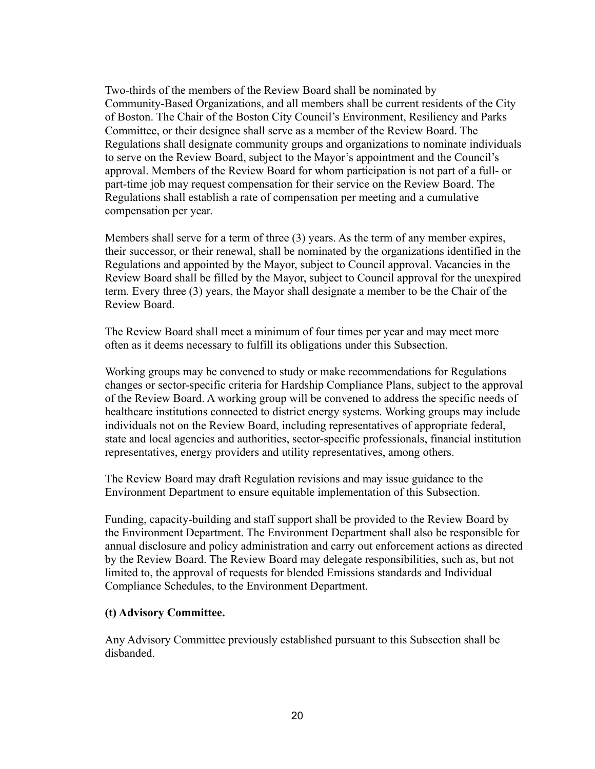Two-thirds of the members of the Review Board shall be nominated by Community-Based Organizations, and all members shall be current residents of the City of Boston. The Chair of the Boston City Council's Environment, Resiliency and Parks Committee, or their designee shall serve as a member of the Review Board. The Regulations shall designate community groups and organizations to nominate individuals to serve on the Review Board, subject to the Mayor's appointment and the Council's approval. Members of the Review Board for whom participation is not part of a full- or part-time job may request compensation for their service on the Review Board. The Regulations shall establish a rate of compensation per meeting and a cumulative compensation per year.

Members shall serve for a term of three (3) years. As the term of any member expires, their successor, or their renewal, shall be nominated by the organizations identified in the Regulations and appointed by the Mayor, subject to Council approval. Vacancies in the Review Board shall be filled by the Mayor, subject to Council approval for the unexpired term. Every three (3) years, the Mayor shall designate a member to be the Chair of the Review Board.

The Review Board shall meet a minimum of four times per year and may meet more often as it deems necessary to fulfill its obligations under this Subsection.

Working groups may be convened to study or make recommendations for Regulations changes or sector-specific criteria for Hardship Compliance Plans, subject to the approval of the Review Board. A working group will be convened to address the specific needs of healthcare institutions connected to district energy systems. Working groups may include individuals not on the Review Board, including representatives of appropriate federal, state and local agencies and authorities, sector-specific professionals, financial institution representatives, energy providers and utility representatives, among others.

The Review Board may draft Regulation revisions and may issue guidance to the Environment Department to ensure equitable implementation of this Subsection.

Funding, capacity-building and staff support shall be provided to the Review Board by the Environment Department. The Environment Department shall also be responsible for annual disclosure and policy administration and carry out enforcement actions as directed by the Review Board. The Review Board may delegate responsibilities, such as, but not limited to, the approval of requests for blended Emissions standards and Individual Compliance Schedules, to the Environment Department.

**(t) Advisory Committee.**

Any Advisory Committee previously established pursuant to this Subsection shall be disbanded.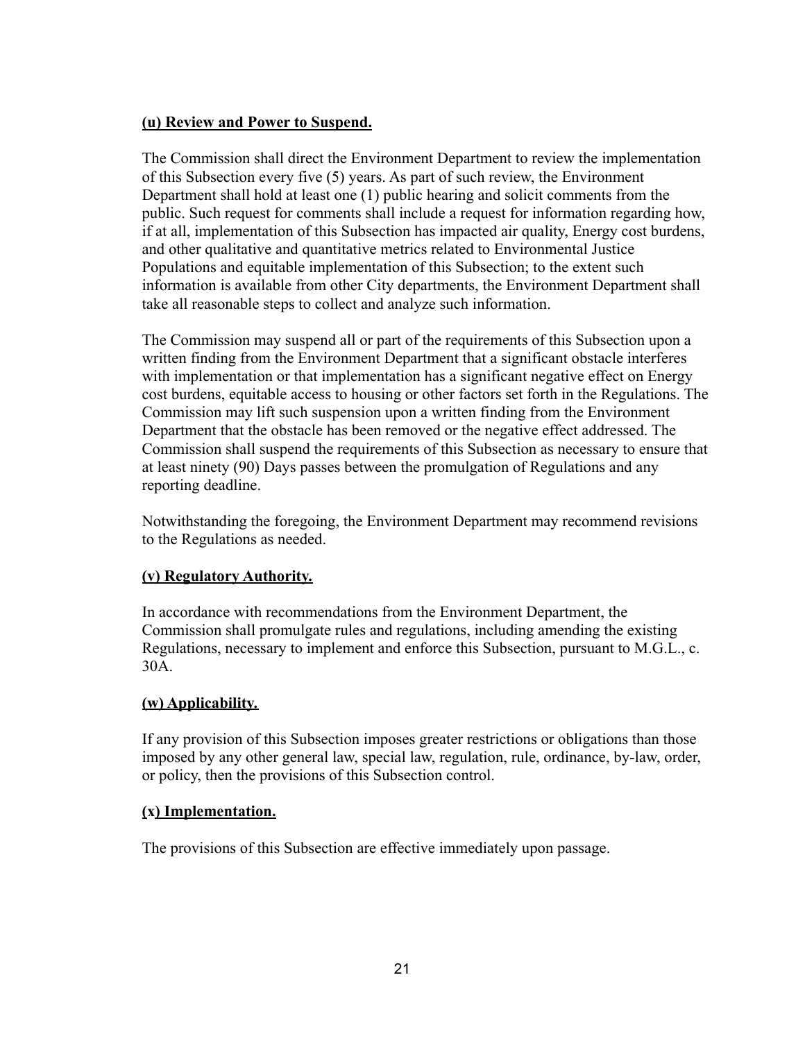**(u) Review and Power to Suspend.**

The Commission shall direct the Environment Department to review the implementation of this Subsection every five (5) years. As part of such review, the Environment Department shall hold at least one (1) public hearing and solicit comments from the public. Such request for comments shall include a request for information regarding how, if at all, implementation of this Subsection has impacted air quality, Energy cost burdens, and other qualitative and quantitative metrics related to Environmental Justice Populations and equitable implementation of this Subsection; to the extent such information is available from other City departments, the Environment Department shall take all reasonable steps to collect and analyze such information.

The Commission may suspend all or part of the requirements of this Subsection upon a written finding from the Environment Department that a significant obstacle interferes with implementation or that implementation has a significant negative effect on Energy cost burdens, equitable access to housing or other factors set forth in the Regulations. The Commission may lift such suspension upon a written finding from the Environment Department that the obstacle has been removed or the negative effect addressed. The Commission shall suspend the requirements of this Subsection as necessary to ensure that at least ninety (90) Days passes between the promulgation of Regulations and any reporting deadline.

Notwithstanding the foregoing, the Environment Department may recommend revisions to the Regulations as needed.

**(v) Regulatory Authority.**

In accordance with recommendations from the Environment Department, the Commission shall promulgate rules and regulations, including amending the existing Regulations, necessary to implement and enforce this Subsection, pursuant to M.G.L., c. 30A.

**(w) Applicability.**

If any provision of this Subsection imposes greater restrictions or obligations than those imposed by any other general law, special law, regulation, rule, ordinance, by-law, order, or policy, then the provisions of this Subsection control.

**(x) Implementation.**

The provisions of this Subsection are effective immediately upon passage.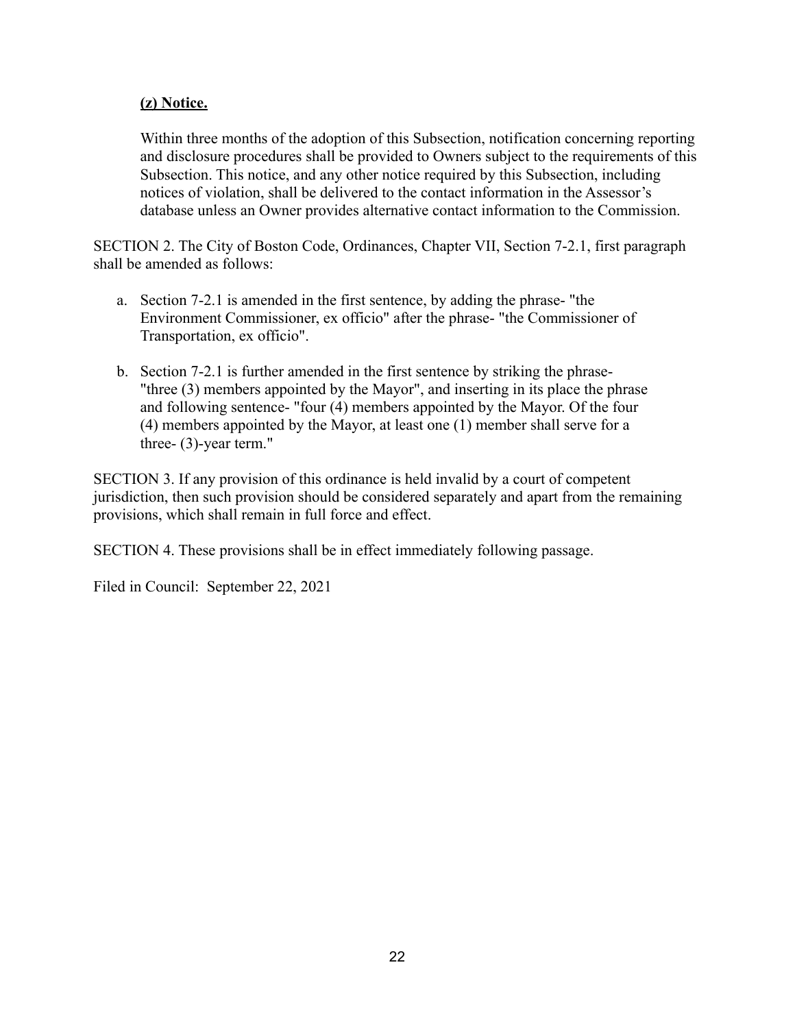**(z) Notice.**

Within three months of the adoption of this Subsection, notification concerning reporting and disclosure procedures shall be provided to Owners subject to the requirements of this Subsection. This notice, and any other notice required by this Subsection, including notices of violation, shall be delivered to the contact information in the Assessor's database unless an Owner provides alternative contact information to the Commission.

SECTION 2. The City of Boston Code, Ordinances, Chapter VII, Section 7-2.1, first paragraph shall be amended as follows:

a. Section 7-2.1 is amended in the first sentence, by adding the phrase- "the Environment Commissioner, ex officio" after the phrase- "the Commissioner of Transportation, ex officio".

b. Section 7-2.1 is further amended in the first sentence by striking the phrase- "three (3) members appointed by the Mayor", and inserting in its place the phrase and following sentence- "four (4) members appointed by the Mayor. Of the four (4) members appointed by the Mayor, at least one (1) member shall serve for a three- (3)-year term."

SECTION 3. If any provision of this ordinance is held invalid by a court of competent jurisdiction, then such provision should be considered separately and apart from the remaining provisions, which shall remain in full force and effect.

SECTION 4. These provisions shall be in effect immediately following passage.

Filed in Council: September 22, 2021